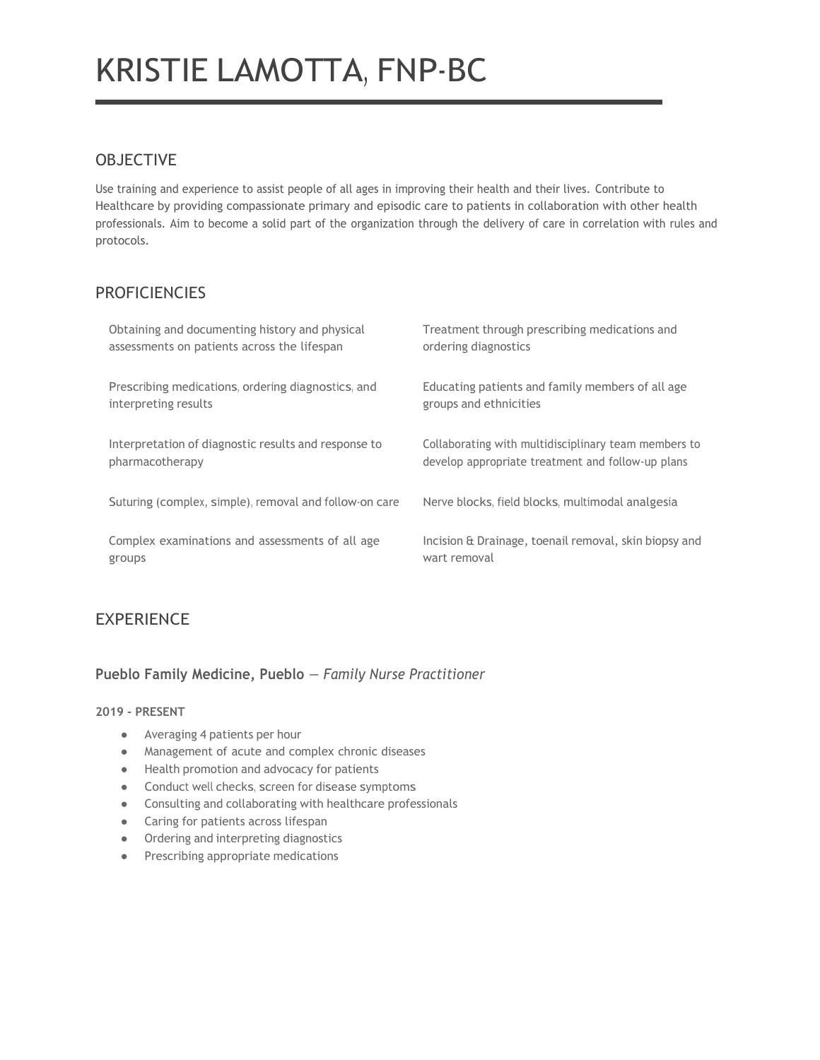# KRISTIE LAMOTTA, FNP-BC

## OBJECTIVE

Use training and experience to assist people of all ages in improving their health and their lives. Contribute to Healthcare by providing compassionate primary and episodic care to patients in collaboration with other health professionals. Aim to become a solid part of the organization through the delivery of care in correlation with rules and protocols.

## PROFICIENCIES

- Obtaining and documenting history and physical assessments on patients across the lifespan
- Treatment through prescribing medications and ordering diagnostics
- Prescribing medications, ordering diagnostics, and interpreting results
- Educating patients and family members of all age groups and ethnicities
- Interpretation of diagnostic results and response to pharmacotherapy
- Collaborating with multidisciplinary team members to develop appropriate treatment and follow-up plans
- Suturing (complex, simple), removal and follow-on care
- Nerve blocks, field blocks, multimodal analgesia
- Complex examinations and assessments of all age groups
- Incision & Drainage, toenail removal, skin biopsy and wart removal

## EXPERIENCE

### **Pueblo Family Medicine, Pueblo** — *Family Nurse Practitioner*

**2019 - PRESENT**

- Averaging 4 patients per hour
- Management of acute and complex chronic diseases
- Health promotion and advocacy for patients
- Conduct well checks, screen for disease symptoms
- Consulting and collaborating with healthcare professionals
- Caring for patients across lifespan
- Ordering and interpreting diagnostics
- Prescribing appropriate medications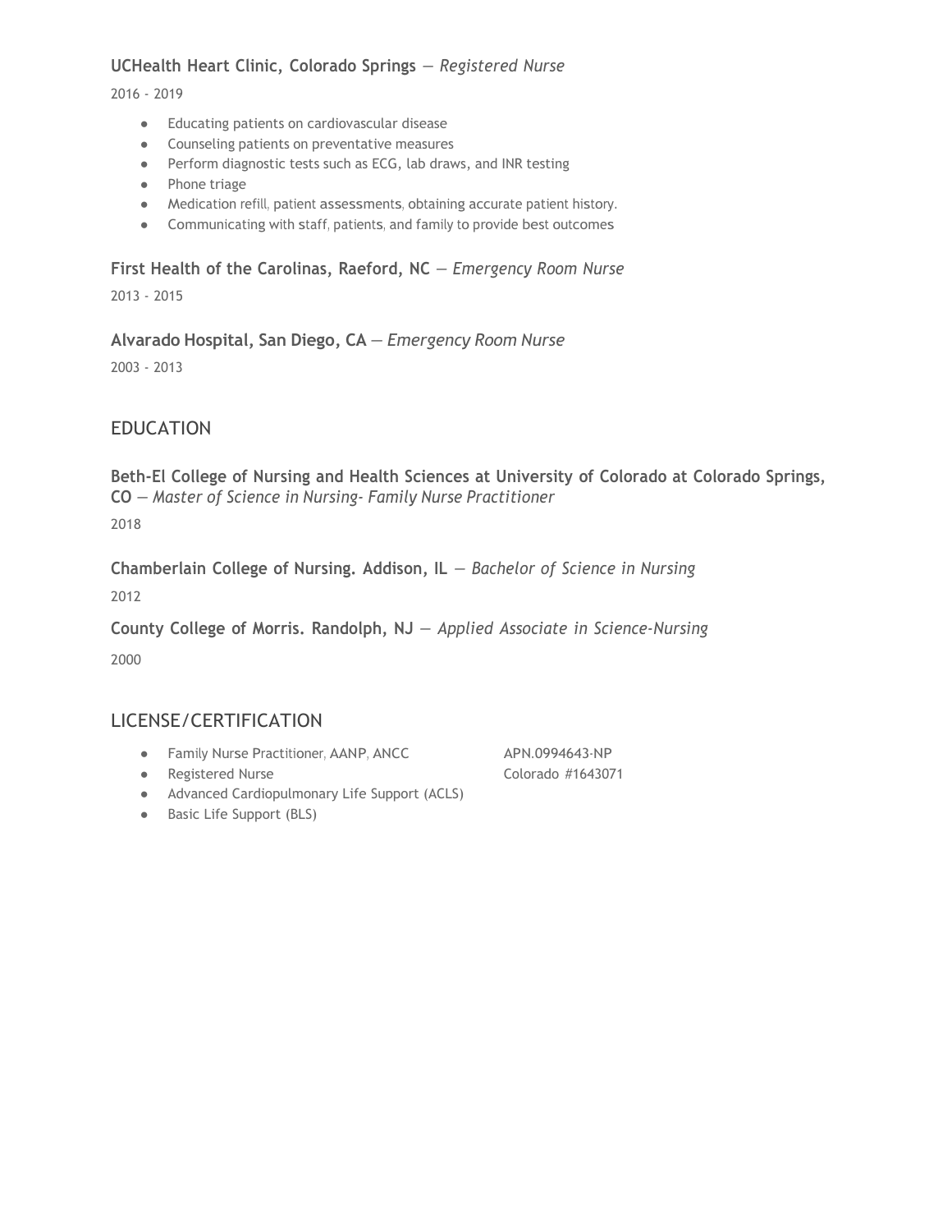### **UCHealth Heart Clinic, Colorado Springs** — *Registered Nurse*

2016 - 2019

- Educating patients on cardiovascular disease
- Counseling patients on preventative measures
- Perform diagnostic tests such as ECG, lab draws, and INR testing
- Phone triage
- Medication refill, patient assessments, obtaining accurate patient history.
- Communicating with staff, patients, and family to provide best outcomes

### **First Health of the Carolinas, Raeford, NC** — *Emergency Room Nurse*

2013 - 2015

### **Alvarado Hospital, San Diego, CA** — *Emergency Room Nurse*

2003 - 2013

## EDUCATION

### **Beth-El College of Nursing and Health Sciences at University of Colorado at Colorado Springs, CO** — *Master of Science in Nursing- Family Nurse Practitioner*

2018

### **Chamberlain College of Nursing. Addison, IL** — *Bachelor of Science in Nursing*

2012

### **County College of Morris. Randolph, NJ** — *Applied Associate in Science-Nursing*

2000

## LICENSE/CERTIFICATION

- Family Nurse Practitioner, AANP, ANCC — APN.0994643-NP
- Registered Nurse — Colorado #1643071
- Advanced Cardiopulmonary Life Support (ACLS)
- Basic Life Support (BLS)